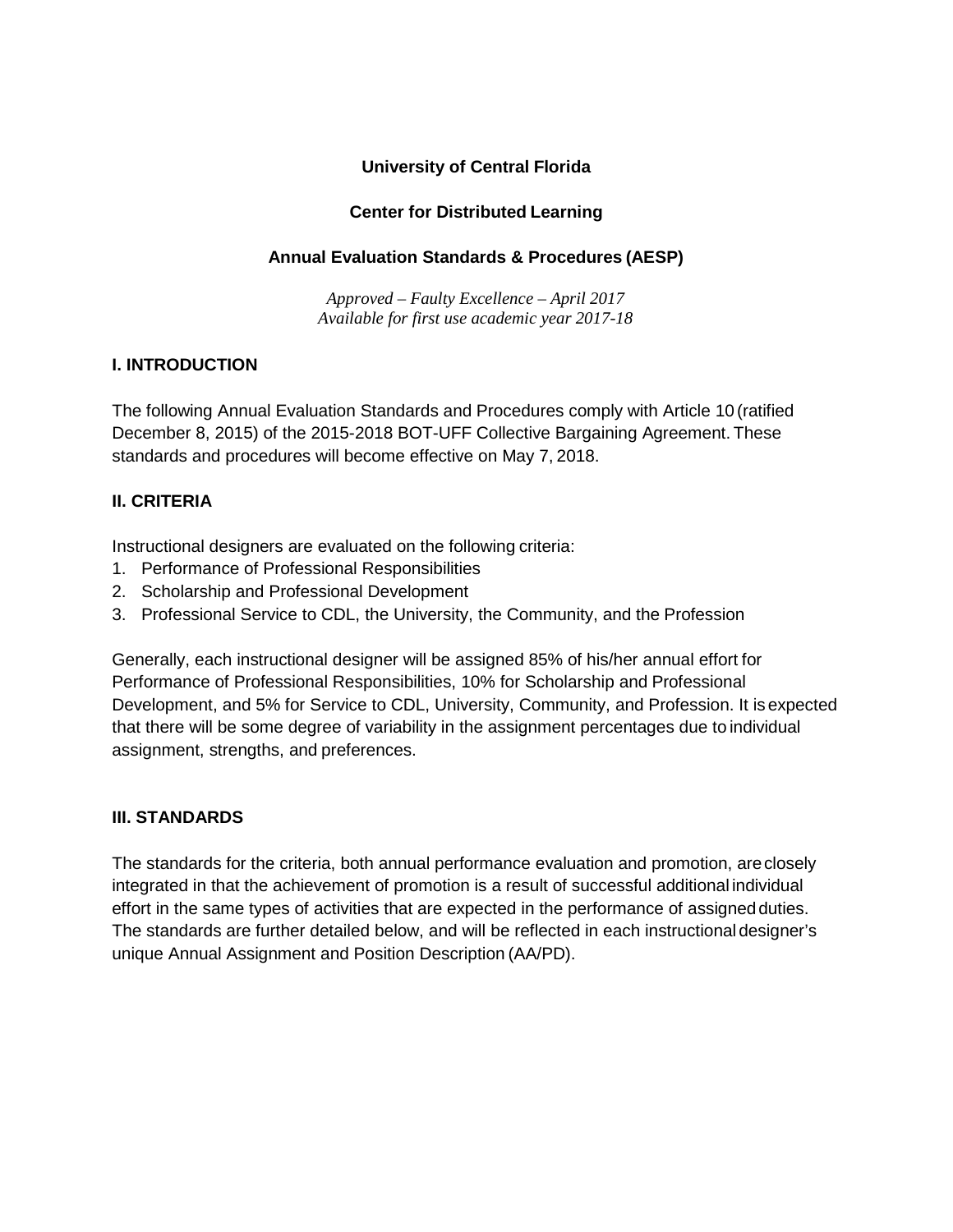**University of Central Florida**

**Center for Distributed Learning**

**Annual Evaluation Standards & Procedures (AESP)**

*Approved – Faulty Excellence – April 2017*
*Available for first use academic year 2017-18*

## I. INTRODUCTION

The following Annual Evaluation Standards and Procedures comply with Article 10 (ratified December 8, 2015) of the 2015-2018 BOT-UFF Collective Bargaining Agreement. These standards and procedures will become effective on May 7, 2018.

## II. CRITERIA

Instructional designers are evaluated on the following criteria:

1. Performance of Professional Responsibilities
2. Scholarship and Professional Development
3. Professional Service to CDL, the University, the Community, and the Profession

Generally, each instructional designer will be assigned 85% of his/her annual effort for Performance of Professional Responsibilities, 10% for Scholarship and Professional Development, and 5% for Service to CDL, University, Community, and Profession. It is expected that there will be some degree of variability in the assignment percentages due to individual assignment, strengths, and preferences.

## III. STANDARDS

The standards for the criteria, both annual performance evaluation and promotion, are closely integrated in that the achievement of promotion is a result of successful additional individual effort in the same types of activities that are expected in the performance of assigned duties. The standards are further detailed below, and will be reflected in each instructional designer's unique Annual Assignment and Position Description (AA/PD).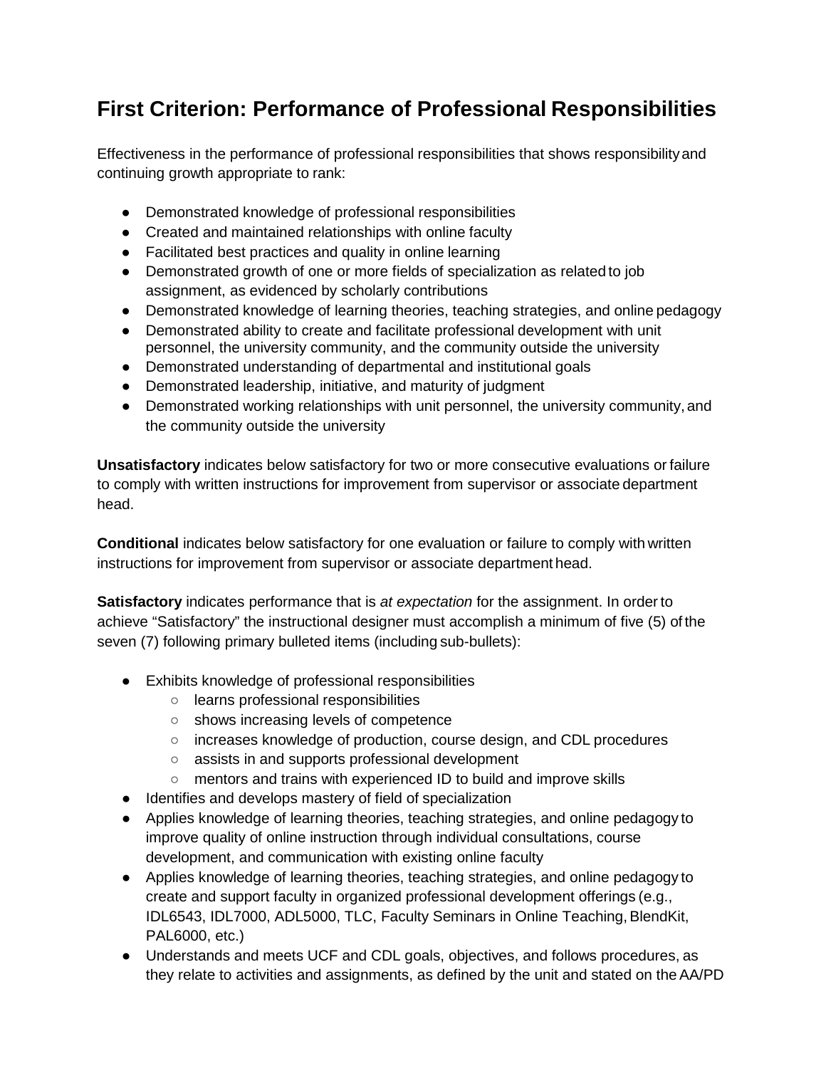## First Criterion: Performance of Professional Responsibilities

Effectiveness in the performance of professional responsibilities that shows responsibility and continuing growth appropriate to rank:

- Demonstrated knowledge of professional responsibilities
- Created and maintained relationships with online faculty
- Facilitated best practices and quality in online learning
- Demonstrated growth of one or more fields of specialization as related to job assignment, as evidenced by scholarly contributions
- Demonstrated knowledge of learning theories, teaching strategies, and online pedagogy
- Demonstrated ability to create and facilitate professional development with unit personnel, the university community, and the community outside the university
- Demonstrated understanding of departmental and institutional goals
- Demonstrated leadership, initiative, and maturity of judgment
- Demonstrated working relationships with unit personnel, the university community, and the community outside the university

**Unsatisfactory** indicates below satisfactory for two or more consecutive evaluations or failure to comply with written instructions for improvement from supervisor or associate department head.

**Conditional** indicates below satisfactory for one evaluation or failure to comply with written instructions for improvement from supervisor or associate department head.

**Satisfactory** indicates performance that is *at expectation* for the assignment. In order to achieve "Satisfactory" the instructional designer must accomplish a minimum of five (5) of the seven (7) following primary bulleted items (including sub-bullets):

- Exhibits knowledge of professional responsibilities
  - learns professional responsibilities
  - shows increasing levels of competence
  - increases knowledge of production, course design, and CDL procedures
  - assists in and supports professional development
  - mentors and trains with experienced ID to build and improve skills
- Identifies and develops mastery of field of specialization
- Applies knowledge of learning theories, teaching strategies, and online pedagogy to improve quality of online instruction through individual consultations, course development, and communication with existing online faculty
- Applies knowledge of learning theories, teaching strategies, and online pedagogy to create and support faculty in organized professional development offerings (e.g., IDL6543, IDL7000, ADL5000, TLC, Faculty Seminars in Online Teaching, BlendKit, PAL6000, etc.)
- Understands and meets UCF and CDL goals, objectives, and follows procedures, as they relate to activities and assignments, as defined by the unit and stated on the AA/PD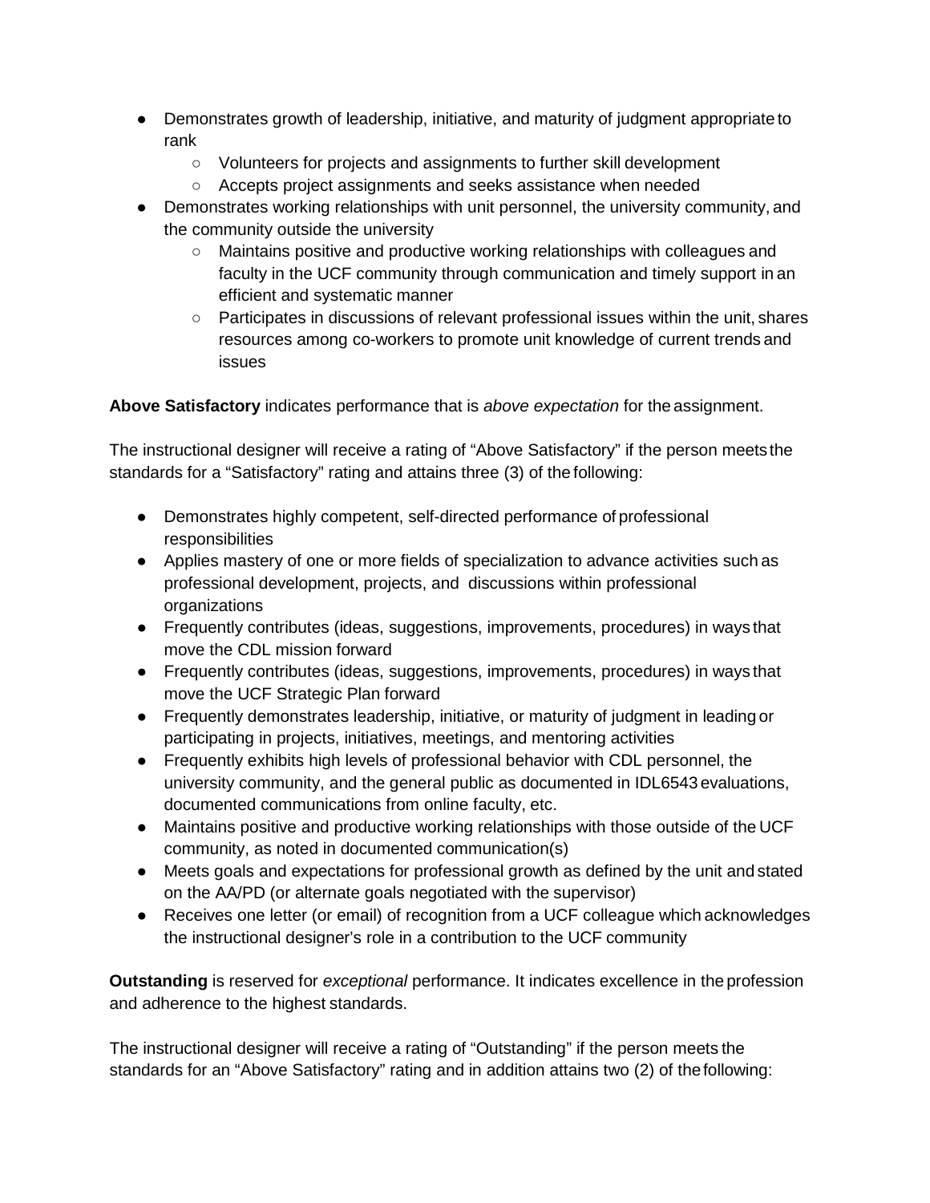- Demonstrates growth of leadership, initiative, and maturity of judgment appropriate to rank
    - Volunteers for projects and assignments to further skill development
    - Accepts project assignments and seeks assistance when needed
- Demonstrates working relationships with unit personnel, the university community, and the community outside the university
    - Maintains positive and productive working relationships with colleagues and faculty in the UCF community through communication and timely support in an efficient and systematic manner
    - Participates in discussions of relevant professional issues within the unit, shares resources among co-workers to promote unit knowledge of current trends and issues

**Above Satisfactory** indicates performance that is *above expectation* for the assignment.

The instructional designer will receive a rating of "Above Satisfactory" if the person meets the standards for a "Satisfactory" rating and attains three (3) of the following:

- Demonstrates highly competent, self-directed performance of professional responsibilities
- Applies mastery of one or more fields of specialization to advance activities such as professional development, projects, and discussions within professional organizations
- Frequently contributes (ideas, suggestions, improvements, procedures) in ways that move the CDL mission forward
- Frequently contributes (ideas, suggestions, improvements, procedures) in ways that move the UCF Strategic Plan forward
- Frequently demonstrates leadership, initiative, or maturity of judgment in leading or participating in projects, initiatives, meetings, and mentoring activities
- Frequently exhibits high levels of professional behavior with CDL personnel, the university community, and the general public as documented in IDL6543 evaluations, documented communications from online faculty, etc.
- Maintains positive and productive working relationships with those outside of the UCF community, as noted in documented communication(s)
- Meets goals and expectations for professional growth as defined by the unit and stated on the AA/PD (or alternate goals negotiated with the supervisor)
- Receives one letter (or email) of recognition from a UCF colleague which acknowledges the instructional designer's role in a contribution to the UCF community

**Outstanding** is reserved for *exceptional* performance. It indicates excellence in the profession and adherence to the highest standards.

The instructional designer will receive a rating of "Outstanding" if the person meets the standards for an "Above Satisfactory" rating and in addition attains two (2) of the following: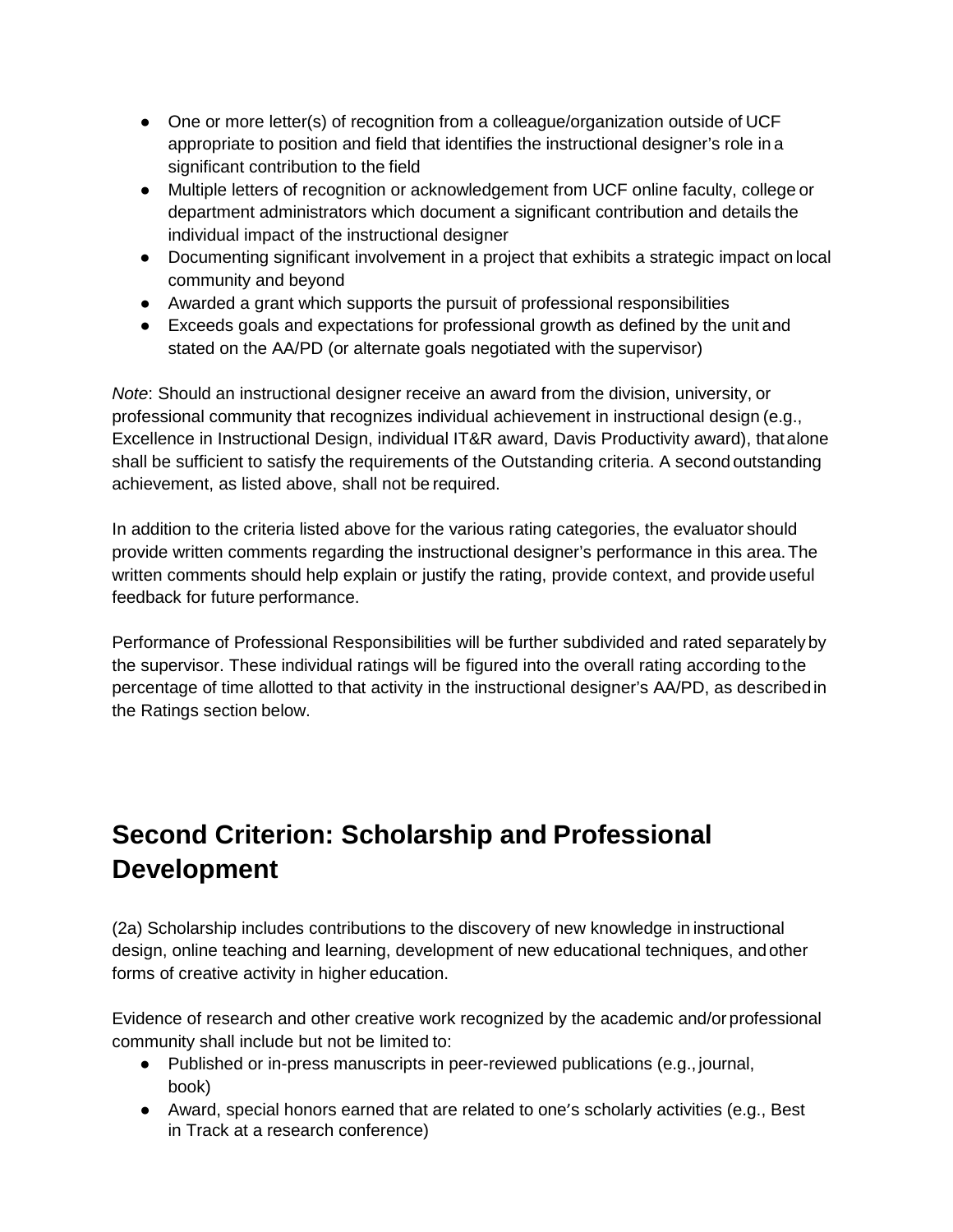- One or more letter(s) of recognition from a colleague/organization outside of UCF appropriate to position and field that identifies the instructional designer's role in a significant contribution to the field
- Multiple letters of recognition or acknowledgement from UCF online faculty, college or department administrators which document a significant contribution and details the individual impact of the instructional designer
- Documenting significant involvement in a project that exhibits a strategic impact on local community and beyond
- Awarded a grant which supports the pursuit of professional responsibilities
- Exceeds goals and expectations for professional growth as defined by the unit and stated on the AA/PD (or alternate goals negotiated with the supervisor)

*Note*: Should an instructional designer receive an award from the division, university, or professional community that recognizes individual achievement in instructional design (e.g., Excellence in Instructional Design, individual IT&R award, Davis Productivity award), that alone shall be sufficient to satisfy the requirements of the Outstanding criteria. A second outstanding achievement, as listed above, shall not be required.

In addition to the criteria listed above for the various rating categories, the evaluator should provide written comments regarding the instructional designer's performance in this area. The written comments should help explain or justify the rating, provide context, and provide useful feedback for future performance.

Performance of Professional Responsibilities will be further subdivided and rated separately by the supervisor. These individual ratings will be figured into the overall rating according to the percentage of time allotted to that activity in the instructional designer's AA/PD, as described in the Ratings section below.

## Second Criterion: Scholarship and Professional Development

(2a) Scholarship includes contributions to the discovery of new knowledge in instructional design, online teaching and learning, development of new educational techniques, and other forms of creative activity in higher education.

Evidence of research and other creative work recognized by the academic and/or professional community shall include but not be limited to:

- Published or in-press manuscripts in peer-reviewed publications (e.g., journal, book)
- Award, special honors earned that are related to one's scholarly activities (e.g., Best in Track at a research conference)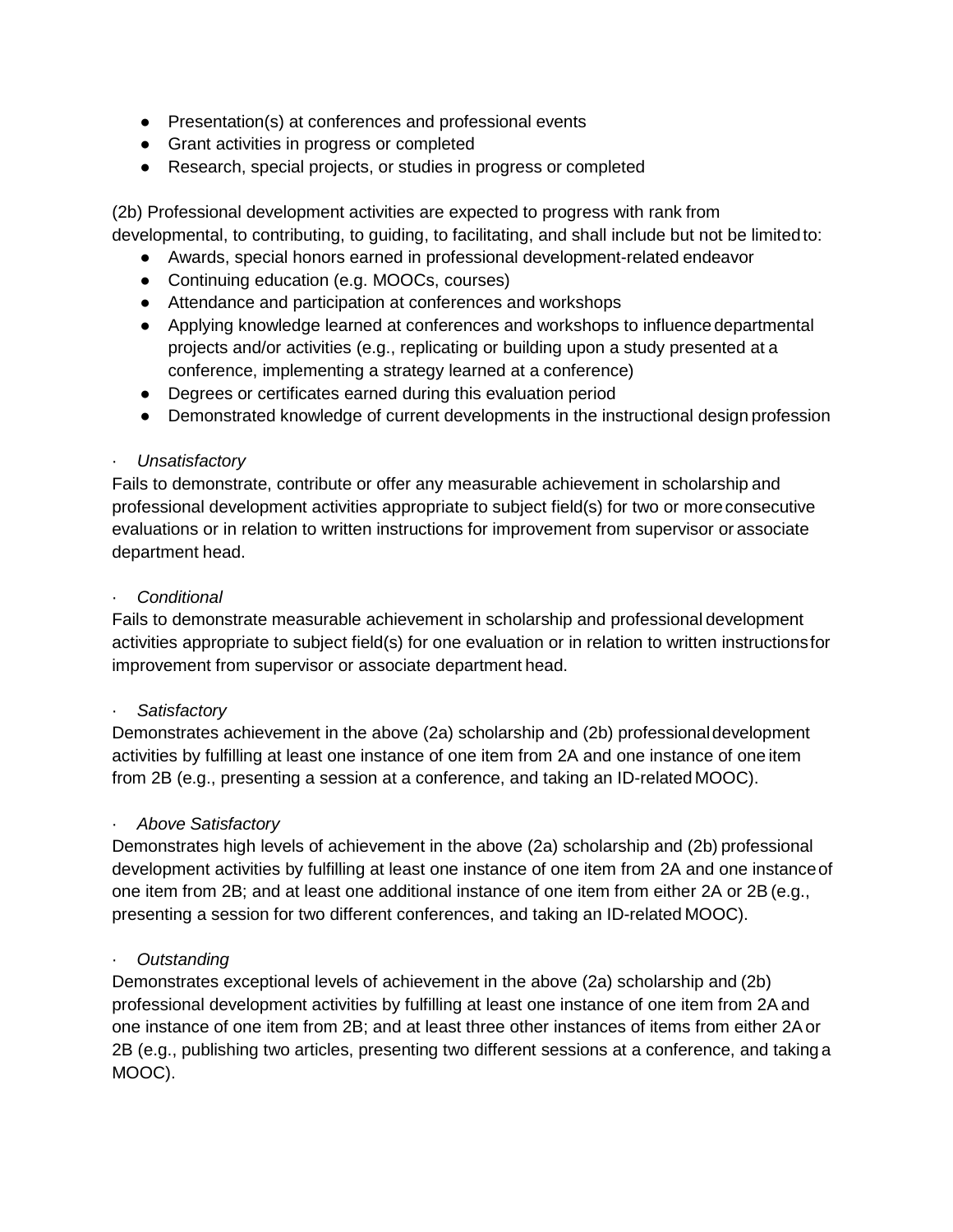- Presentation(s) at conferences and professional events
- Grant activities in progress or completed
- Research, special projects, or studies in progress or completed

(2b) Professional development activities are expected to progress with rank from developmental, to contributing, to guiding, to facilitating, and shall include but not be limited to:

- Awards, special honors earned in professional development-related endeavor
- Continuing education (e.g. MOOCs, courses)
- Attendance and participation at conferences and workshops
- Applying knowledge learned at conferences and workshops to influence departmental projects and/or activities (e.g., replicating or building upon a study presented at a conference, implementing a strategy learned at a conference)
- Degrees or certificates earned during this evaluation period
- Demonstrated knowledge of current developments in the instructional design profession

· *Unsatisfactory*

Fails to demonstrate, contribute or offer any measurable achievement in scholarship and professional development activities appropriate to subject field(s) for two or more consecutive evaluations or in relation to written instructions for improvement from supervisor or associate department head.

· *Conditional*

Fails to demonstrate measurable achievement in scholarship and professional development activities appropriate to subject field(s) for one evaluation or in relation to written instructions for improvement from supervisor or associate department head.

· *Satisfactory*

Demonstrates achievement in the above (2a) scholarship and (2b) professional development activities by fulfilling at least one instance of one item from 2A and one instance of one item from 2B (e.g., presenting a session at a conference, and taking an ID-related MOOC).

· *Above Satisfactory*

Demonstrates high levels of achievement in the above (2a) scholarship and (2b) professional development activities by fulfilling at least one instance of one item from 2A and one instance of one item from 2B; and at least one additional instance of one item from either 2A or 2B (e.g., presenting a session for two different conferences, and taking an ID-related MOOC).

· *Outstanding*

Demonstrates exceptional levels of achievement in the above (2a) scholarship and (2b) professional development activities by fulfilling at least one instance of one item from 2A and one instance of one item from 2B; and at least three other instances of items from either 2A or 2B (e.g., publishing two articles, presenting two different sessions at a conference, and taking a MOOC).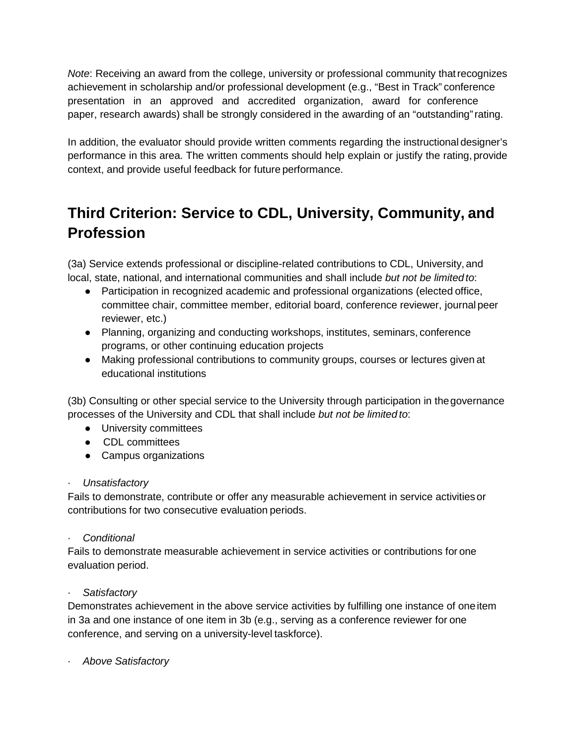*Note*: Receiving an award from the college, university or professional community that recognizes achievement in scholarship and/or professional development (e.g., “Best in Track” conference presentation in an approved and accredited organization, award for conference paper, research awards) shall be strongly considered in the awarding of an “outstanding” rating.

In addition, the evaluator should provide written comments regarding the instructional designer’s performance in this area. The written comments should help explain or justify the rating, provide context, and provide useful feedback for future performance.

## Third Criterion: Service to CDL, University, Community, and Profession

(3a) Service extends professional or discipline-related contributions to CDL, University, and local, state, national, and international communities and shall include *but not be limited to*:

- Participation in recognized academic and professional organizations (elected office, committee chair, committee member, editorial board, conference reviewer, journal peer reviewer, etc.)
- Planning, organizing and conducting workshops, institutes, seminars, conference programs, or other continuing education projects
- Making professional contributions to community groups, courses or lectures given at educational institutions

(3b) Consulting or other special service to the University through participation in the governance processes of the University and CDL that shall include *but not be limited to*:

- University committees
- CDL committees
- Campus organizations

· *Unsatisfactory*

Fails to demonstrate, contribute or offer any measurable achievement in service activities or contributions for two consecutive evaluation periods.

· *Conditional*

Fails to demonstrate measurable achievement in service activities or contributions for one evaluation period.

· *Satisfactory*

Demonstrates achievement in the above service activities by fulfilling one instance of one item in 3a and one instance of one item in 3b (e.g., serving as a conference reviewer for one conference, and serving on a university-level taskforce).

· *Above Satisfactory*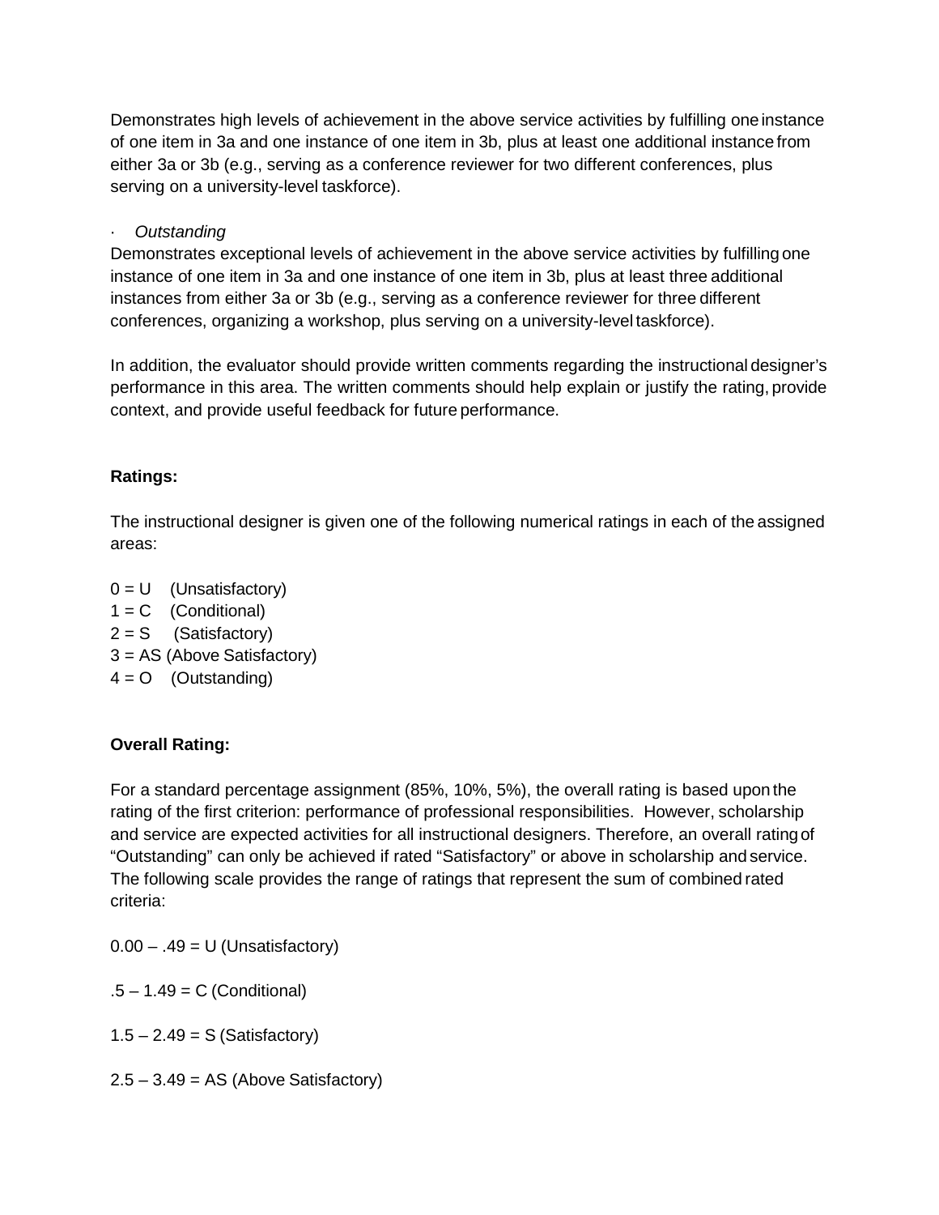Demonstrates high levels of achievement in the above service activities by fulfilling one instance of one item in 3a and one instance of one item in 3b, plus at least one additional instance from either 3a or 3b (e.g., serving as a conference reviewer for two different conferences, plus serving on a university-level taskforce).

· *Outstanding*
Demonstrates exceptional levels of achievement in the above service activities by fulfilling one instance of one item in 3a and one instance of one item in 3b, plus at least three additional instances from either 3a or 3b (e.g., serving as a conference reviewer for three different conferences, organizing a workshop, plus serving on a university-level taskforce).

In addition, the evaluator should provide written comments regarding the instructional designer's performance in this area. The written comments should help explain or justify the rating, provide context, and provide useful feedback for future performance.

**Ratings:**

The instructional designer is given one of the following numerical ratings in each of the assigned areas:

0 = U (Unsatisfactory)
1 = C (Conditional)
2 = S (Satisfactory)
3 = AS (Above Satisfactory)
4 = O (Outstanding)

**Overall Rating:**

For a standard percentage assignment (85%, 10%, 5%), the overall rating is based upon the rating of the first criterion: performance of professional responsibilities. However, scholarship and service are expected activities for all instructional designers. Therefore, an overall rating of "Outstanding" can only be achieved if rated "Satisfactory" or above in scholarship and service. The following scale provides the range of ratings that represent the sum of combined rated criteria:

0.00 – .49 = U (Unsatisfactory)

.5 – 1.49 = C (Conditional)

1.5 – 2.49 = S (Satisfactory)

2.5 – 3.49 = AS (Above Satisfactory)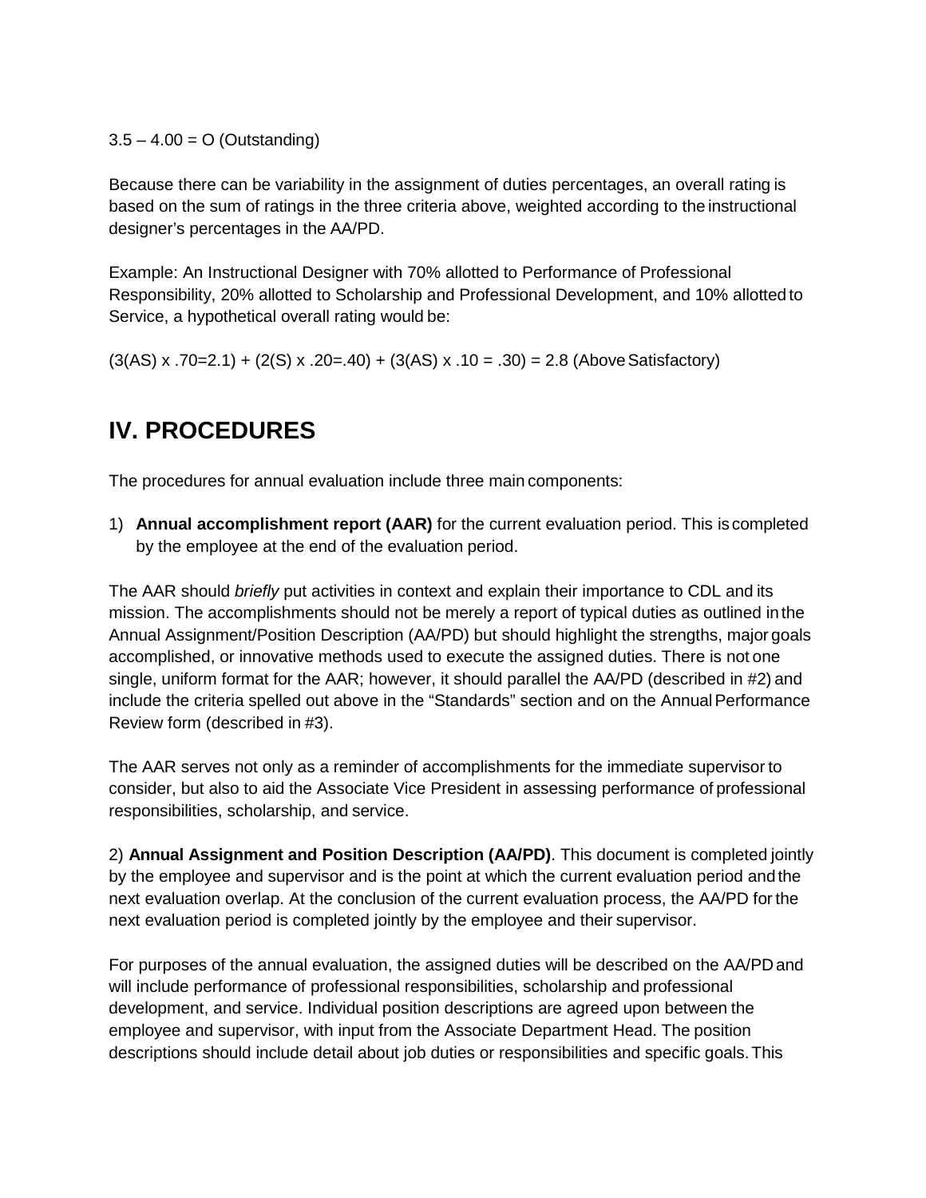3.5 – 4.00 = O (Outstanding)

Because there can be variability in the assignment of duties percentages, an overall rating is based on the sum of ratings in the three criteria above, weighted according to the instructional designer's percentages in the AA/PD.

Example: An Instructional Designer with 70% allotted to Performance of Professional Responsibility, 20% allotted to Scholarship and Professional Development, and 10% allotted to Service, a hypothetical overall rating would be:

(3(AS) x .70=2.1) + (2(S) x .20=.40) + (3(AS) x .10 = .30) = 2.8 (Above Satisfactory)

## IV. PROCEDURES

The procedures for annual evaluation include three main components:

1) **Annual accomplishment report (AAR)** for the current evaluation period. This is completed by the employee at the end of the evaluation period.

The AAR should *briefly* put activities in context and explain their importance to CDL and its mission. The accomplishments should not be merely a report of typical duties as outlined in the Annual Assignment/Position Description (AA/PD) but should highlight the strengths, major goals accomplished, or innovative methods used to execute the assigned duties. There is not one single, uniform format for the AAR; however, it should parallel the AA/PD (described in #2) and include the criteria spelled out above in the "Standards" section and on the Annual Performance Review form (described in #3).

The AAR serves not only as a reminder of accomplishments for the immediate supervisor to consider, but also to aid the Associate Vice President in assessing performance of professional responsibilities, scholarship, and service.

2) **Annual Assignment and Position Description (AA/PD)**. This document is completed jointly by the employee and supervisor and is the point at which the current evaluation period and the next evaluation overlap. At the conclusion of the current evaluation process, the AA/PD for the next evaluation period is completed jointly by the employee and their supervisor.

For purposes of the annual evaluation, the assigned duties will be described on the AA/PD and will include performance of professional responsibilities, scholarship and professional development, and service. Individual position descriptions are agreed upon between the employee and supervisor, with input from the Associate Department Head. The position descriptions should include detail about job duties or responsibilities and specific goals. This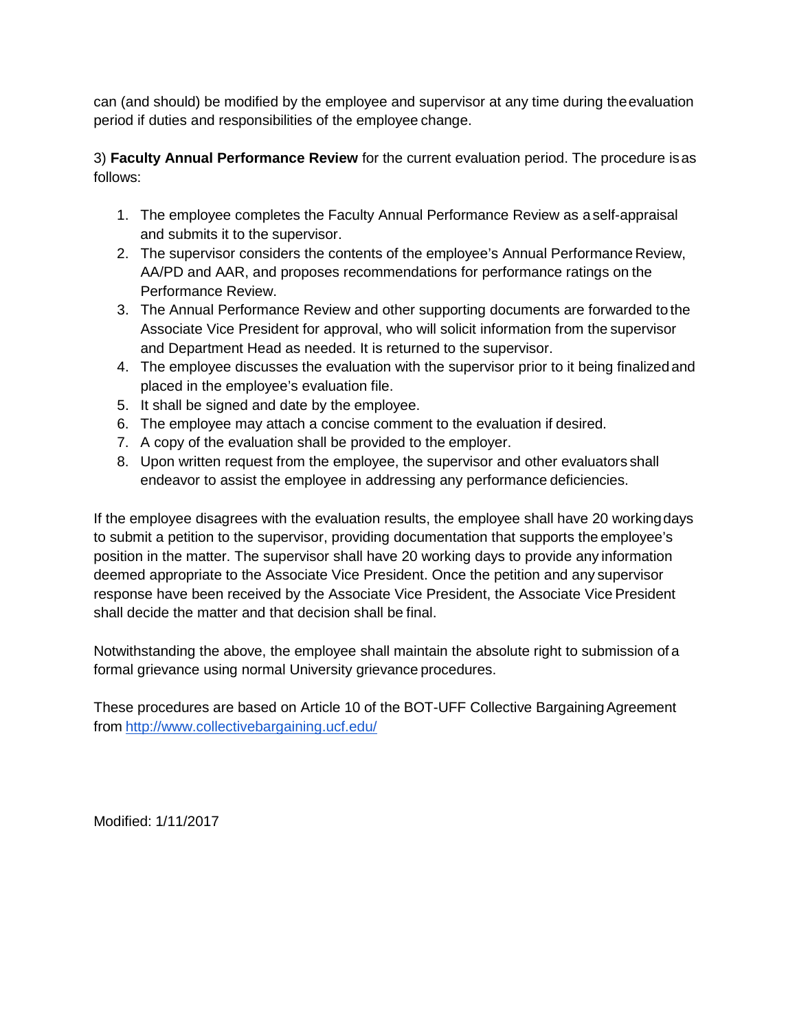can (and should) be modified by the employee and supervisor at any time during the evaluation period if duties and responsibilities of the employee change.

3) **Faculty Annual Performance Review** for the current evaluation period. The procedure is as follows:

1. The employee completes the Faculty Annual Performance Review as a self-appraisal and submits it to the supervisor.
2. The supervisor considers the contents of the employee's Annual Performance Review, AA/PD and AAR, and proposes recommendations for performance ratings on the Performance Review.
3. The Annual Performance Review and other supporting documents are forwarded to the Associate Vice President for approval, who will solicit information from the supervisor and Department Head as needed. It is returned to the supervisor.
4. The employee discusses the evaluation with the supervisor prior to it being finalized and placed in the employee's evaluation file.
5. It shall be signed and date by the employee.
6. The employee may attach a concise comment to the evaluation if desired.
7. A copy of the evaluation shall be provided to the employer.
8. Upon written request from the employee, the supervisor and other evaluators shall endeavor to assist the employee in addressing any performance deficiencies.

If the employee disagrees with the evaluation results, the employee shall have 20 working days to submit a petition to the supervisor, providing documentation that supports the employee's position in the matter. The supervisor shall have 20 working days to provide any information deemed appropriate to the Associate Vice President. Once the petition and any supervisor response have been received by the Associate Vice President, the Associate Vice President shall decide the matter and that decision shall be final.

Notwithstanding the above, the employee shall maintain the absolute right to submission of a formal grievance using normal University grievance procedures.

These procedures are based on Article 10 of the BOT-UFF Collective Bargaining Agreement from [http://www.collectivebargaining.ucf.edu/](http://www.collectivebargaining.ucf.edu/)

Modified: 1/11/2017